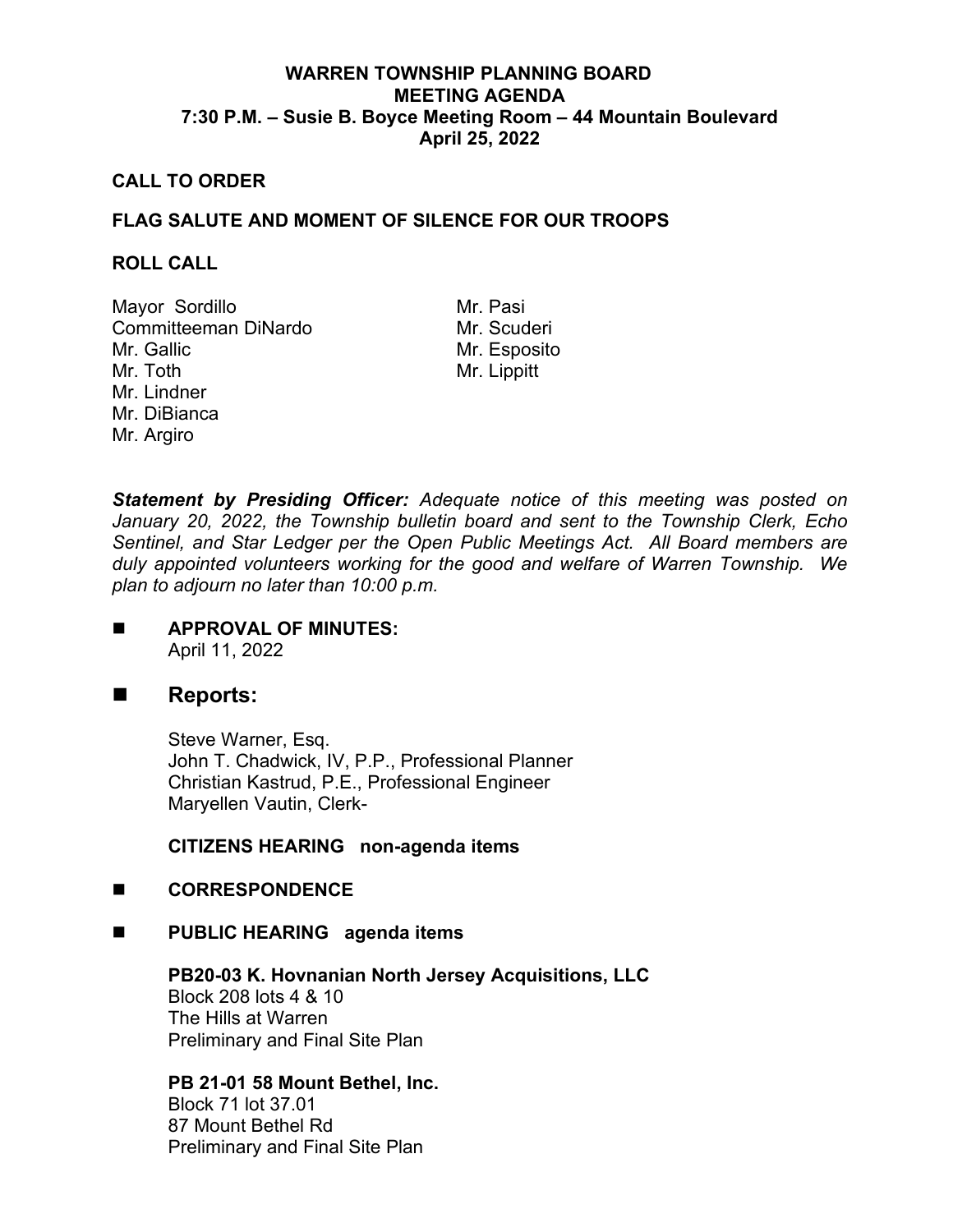# WARREN TOWNSHIP PLANNING BOARD
## MEETING AGENDA
## 7:30 P.M. – Susie B. Boyce Meeting Room – 44 Mountain Boulevard
## April 25, 2022

**CALL TO ORDER**

**FLAG SALUTE AND MOMENT OF SILENCE FOR OUR TROOPS**

**ROLL CALL**

Mayor Sordillo
Committeeman DiNardo
Mr. Gallic
Mr. Toth
Mr. Lindner
Mr. DiBianca
Mr. Argiro
Mr. Pasi
Mr. Scuderi
Mr. Esposito
Mr. Lippitt

***Statement by Presiding Officer:*** *Adequate notice of this meeting was posted on January 20, 2022, the Township bulletin board and sent to the Township Clerk, Echo Sentinel, and Star Ledger per the Open Public Meetings Act. All Board members are duly appointed volunteers working for the good and welfare of Warren Township. We plan to adjourn no later than 10:00 p.m.*

- **APPROVAL OF MINUTES:**
  April 11, 2022

- **Reports:**

  Steve Warner, Esq.
  John T. Chadwick, IV, P.P., Professional Planner
  Christian Kastrud, P.E., Professional Engineer
  Maryellen Vautin, Clerk-

  **CITIZENS HEARING non-agenda items**

- **CORRESPONDENCE**

- **PUBLIC HEARING agenda items**

  **PB20-03 K. Hovnanian North Jersey Acquisitions, LLC**
  Block 208 lots 4 & 10
  The Hills at Warren
  Preliminary and Final Site Plan

  **PB 21-01 58 Mount Bethel, Inc.**
  Block 71 lot 37.01
  87 Mount Bethel Rd
  Preliminary and Final Site Plan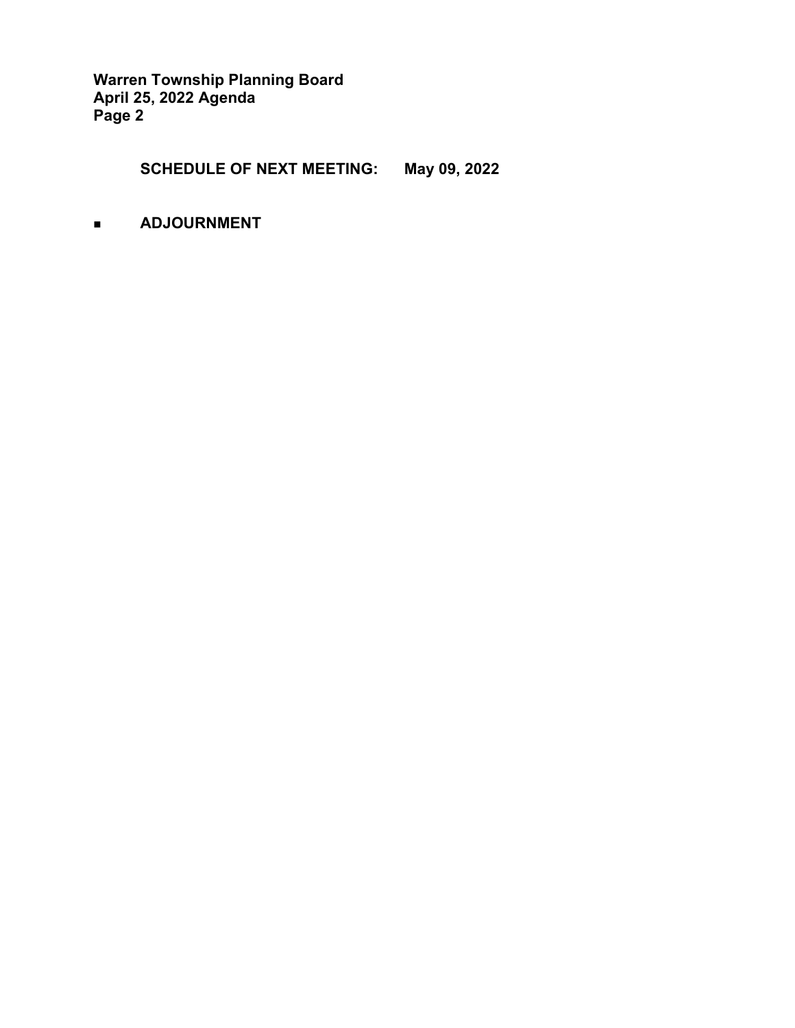**SCHEDULE OF NEXT MEETING: May 09, 2022**

- **ADJOURNMENT**